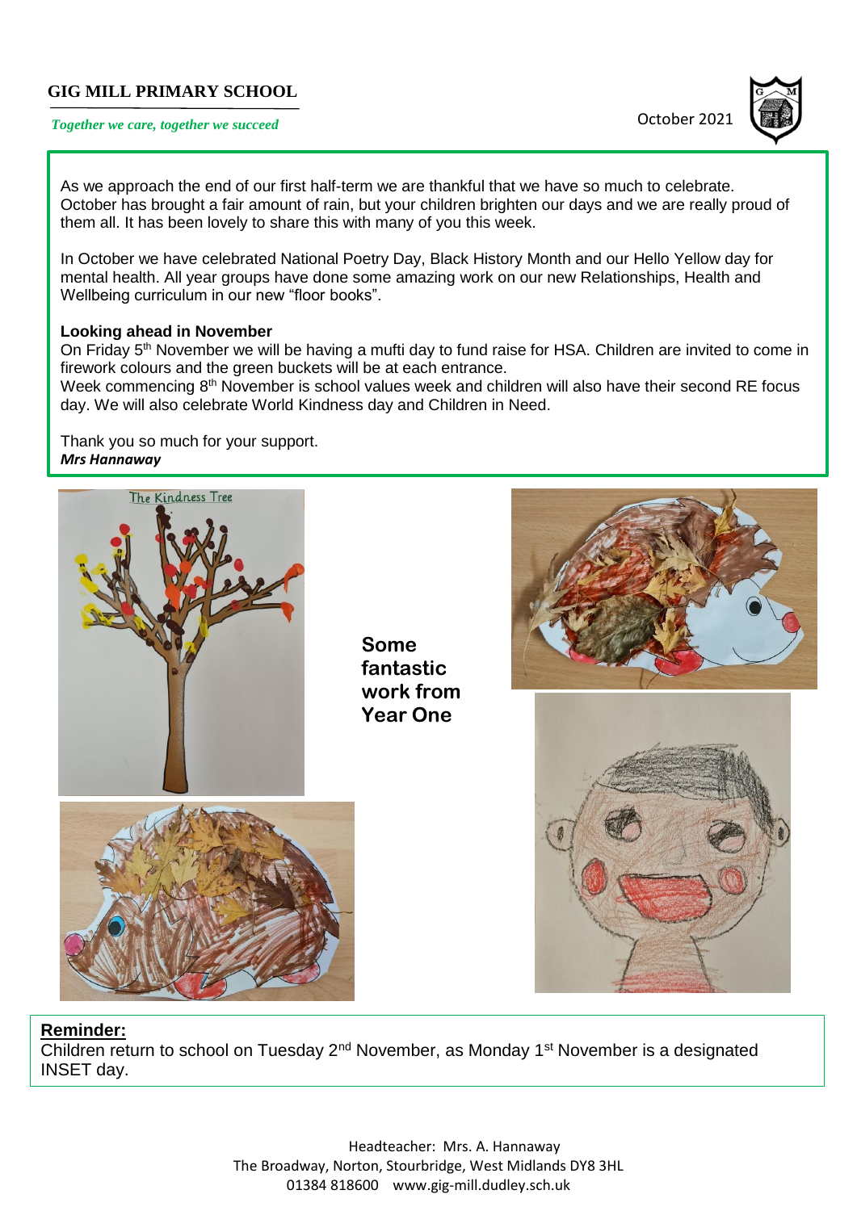**GIG MILL PRIMARY SCHOOL**

*Together we care, together we succeed*

October 2021

As we approach the end of our first half-term we are thankful that we have so much to celebrate. October has brought a fair amount of rain, but your children brighten our days and we are really proud of them all. It has been lovely to share this with many of you this week.

In October we have celebrated National Poetry Day, Black History Month and our Hello Yellow day for mental health. All year groups have done some amazing work on our new Relationships, Health and Wellbeing curriculum in our new "floor books".

**Looking ahead in November**

On Friday 5th November we will be having a mufti day to fund raise for HSA. Children are invited to come in firework colours and the green buckets will be at each entrance.

Week commencing 8th November is school values week and children will also have their second RE focus day. We will also celebrate World Kindness day and Children in Need.

Thank you so much for your support.

***Mrs Hannaway***

**Some fantastic work from Year One**

**Reminder:**

Children return to school on Tuesday 2nd November, as Monday 1st November is a designated INSET day.

Headteacher: Mrs. A. Hannaway
The Broadway, Norton, Stourbridge, West Midlands DY8 3HL
01384 818600 www.gig-mill.dudley.sch.uk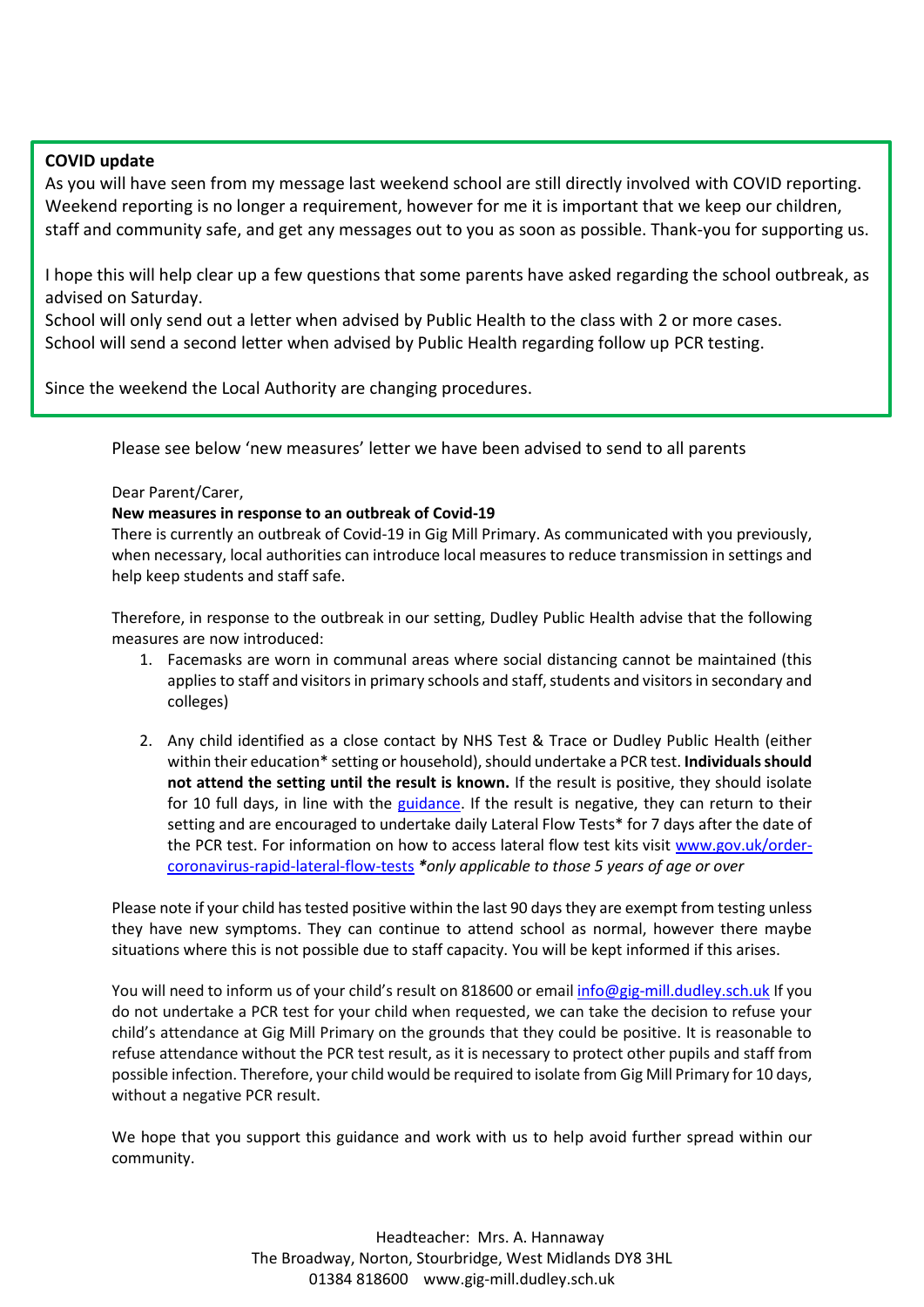**COVID update**

As you will have seen from my message last weekend school are still directly involved with COVID reporting. Weekend reporting is no longer a requirement, however for me it is important that we keep our children, staff and community safe, and get any messages out to you as soon as possible. Thank-you for supporting us.

I hope this will help clear up a few questions that some parents have asked regarding the school outbreak, as advised on Saturday.
School will only send out a letter when advised by Public Health to the class with 2 or more cases.
School will send a second letter when advised by Public Health regarding follow up PCR testing.

Since the weekend the Local Authority are changing procedures.

Please see below 'new measures' letter we have been advised to send to all parents

Dear Parent/Carer,

**New measures in response to an outbreak of Covid-19**

There is currently an outbreak of Covid-19 in Gig Mill Primary. As communicated with you previously, when necessary, local authorities can introduce local measures to reduce transmission in settings and help keep students and staff safe.

Therefore, in response to the outbreak in our setting, Dudley Public Health advise that the following measures are now introduced:

1. Facemasks are worn in communal areas where social distancing cannot be maintained (this applies to staff and visitors in primary schools and staff, students and visitors in secondary and colleges)
2. Any child identified as a close contact by NHS Test & Trace or Dudley Public Health (either within their education* setting or household), should undertake a PCR test. **Individuals should not attend the setting until the result is known.** If the result is positive, they should isolate for 10 full days, in line with the [guidance](). If the result is negative, they can return to their setting and are encouraged to undertake daily Lateral Flow Tests* for 7 days after the date of the PCR test. For information on how to access lateral flow test kits visit [www.gov.uk/order-coronavirus-rapid-lateral-flow-tests](www.gov.uk/order-coronavirus-rapid-lateral-flow-tests) ***only applicable to those 5 years of age or over***

Please note if your child has tested positive within the last 90 days they are exempt from testing unless they have new symptoms. They can continue to attend school as normal, however there maybe situations where this is not possible due to staff capacity. You will be kept informed if this arises.

You will need to inform us of your child's result on 818600 or email info@gig-mill.dudley.sch.uk If you do not undertake a PCR test for your child when requested, we can take the decision to refuse your child's attendance at Gig Mill Primary on the grounds that they could be positive. It is reasonable to refuse attendance without the PCR test result, as it is necessary to protect other pupils and staff from possible infection. Therefore, your child would be required to isolate from Gig Mill Primary for 10 days, without a negative PCR result.

We hope that you support this guidance and work with us to help avoid further spread within our community.

Headteacher: Mrs. A. Hannaway
The Broadway, Norton, Stourbridge, West Midlands DY8 3HL
01384 818600 www.gig-mill.dudley.sch.uk